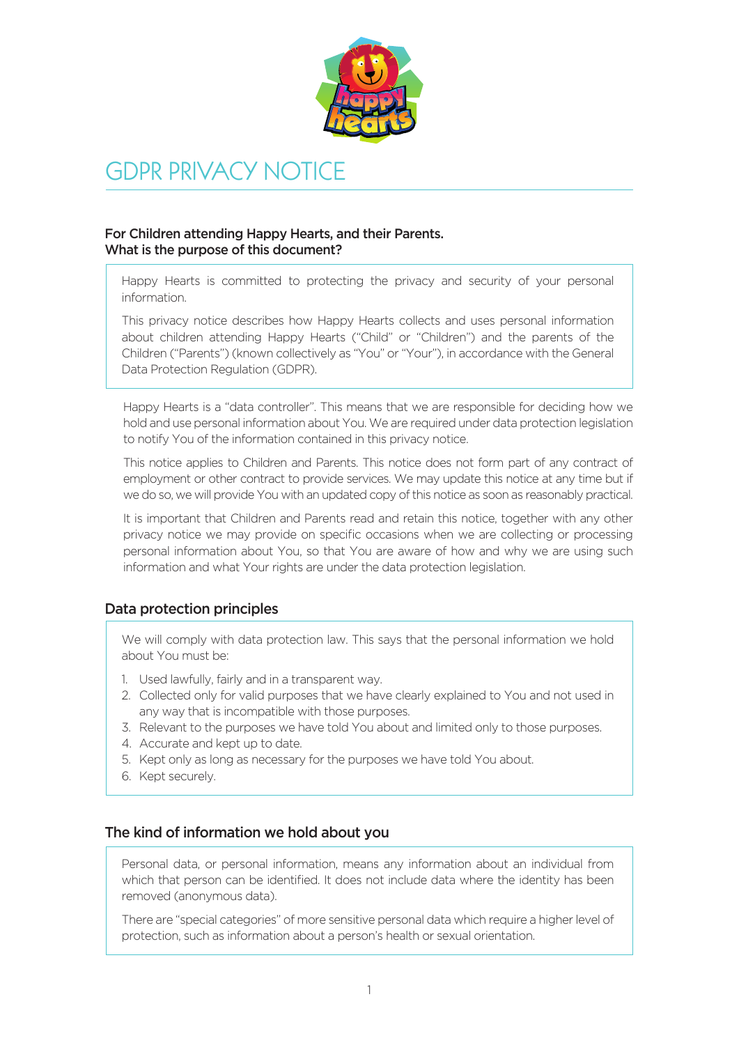# GDPR PRIVACY NOTICE

**For Children attending Happy Hearts, and their Parents.**
**What is the purpose of this document?**

Happy Hearts is committed to protecting the privacy and security of your personal information.

This privacy notice describes how Happy Hearts collects and uses personal information about children attending Happy Hearts ("Child" or "Children") and the parents of the Children ("Parents") (known collectively as "You" or "Your"), in accordance with the General Data Protection Regulation (GDPR).

Happy Hearts is a "data controller". This means that we are responsible for deciding how we hold and use personal information about You. We are required under data protection legislation to notify You of the information contained in this privacy notice.

This notice applies to Children and Parents. This notice does not form part of any contract of employment or other contract to provide services. We may update this notice at any time but if we do so, we will provide You with an updated copy of this notice as soon as reasonably practical.

It is important that Children and Parents read and retain this notice, together with any other privacy notice we may provide on specific occasions when we are collecting or processing personal information about You, so that You are aware of how and why we are using such information and what Your rights are under the data protection legislation.

## Data protection principles

We will comply with data protection law. This says that the personal information we hold about You must be:

1. Used lawfully, fairly and in a transparent way.
2. Collected only for valid purposes that we have clearly explained to You and not used in any way that is incompatible with those purposes.
3. Relevant to the purposes we have told You about and limited only to those purposes.
4. Accurate and kept up to date.
5. Kept only as long as necessary for the purposes we have told You about.
6. Kept securely.

## The kind of information we hold about you

Personal data, or personal information, means any information about an individual from which that person can be identified. It does not include data where the identity has been removed (anonymous data).

There are "special categories" of more sensitive personal data which require a higher level of protection, such as information about a person's health or sexual orientation.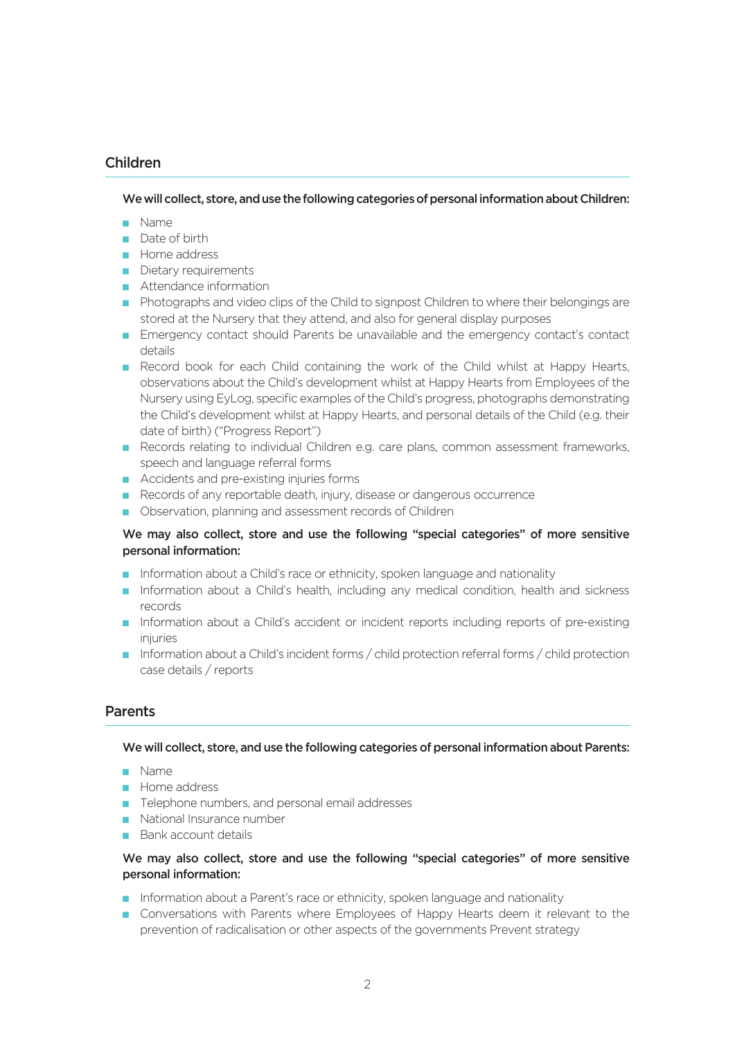## Children

**We will collect, store, and use the following categories of personal information about Children:**

- Name
- Date of birth
- Home address
- Dietary requirements
- Attendance information
- Photographs and video clips of the Child to signpost Children to where their belongings are stored at the Nursery that they attend, and also for general display purposes
- Emergency contact should Parents be unavailable and the emergency contact's contact details
- Record book for each Child containing the work of the Child whilst at Happy Hearts, observations about the Child's development whilst at Happy Hearts from Employees of the Nursery using EyLog, specific examples of the Child's progress, photographs demonstrating the Child's development whilst at Happy Hearts, and personal details of the Child (e.g. their date of birth) ("Progress Report")
- Records relating to individual Children e.g. care plans, common assessment frameworks, speech and language referral forms
- Accidents and pre-existing injuries forms
- Records of any reportable death, injury, disease or dangerous occurrence
- Observation, planning and assessment records of Children

**We may also collect, store and use the following "special categories" of more sensitive personal information:**

- Information about a Child's race or ethnicity, spoken language and nationality
- Information about a Child's health, including any medical condition, health and sickness records
- Information about a Child's accident or incident reports including reports of pre-existing injuries
- Information about a Child's incident forms / child protection referral forms / child protection case details / reports

## Parents

**We will collect, store, and use the following categories of personal information about Parents:**

- Name
- Home address
- Telephone numbers, and personal email addresses
- National Insurance number
- Bank account details

**We may also collect, store and use the following "special categories" of more sensitive personal information:**

- Information about a Parent's race or ethnicity, spoken language and nationality
- Conversations with Parents where Employees of Happy Hearts deem it relevant to the prevention of radicalisation or other aspects of the governments Prevent strategy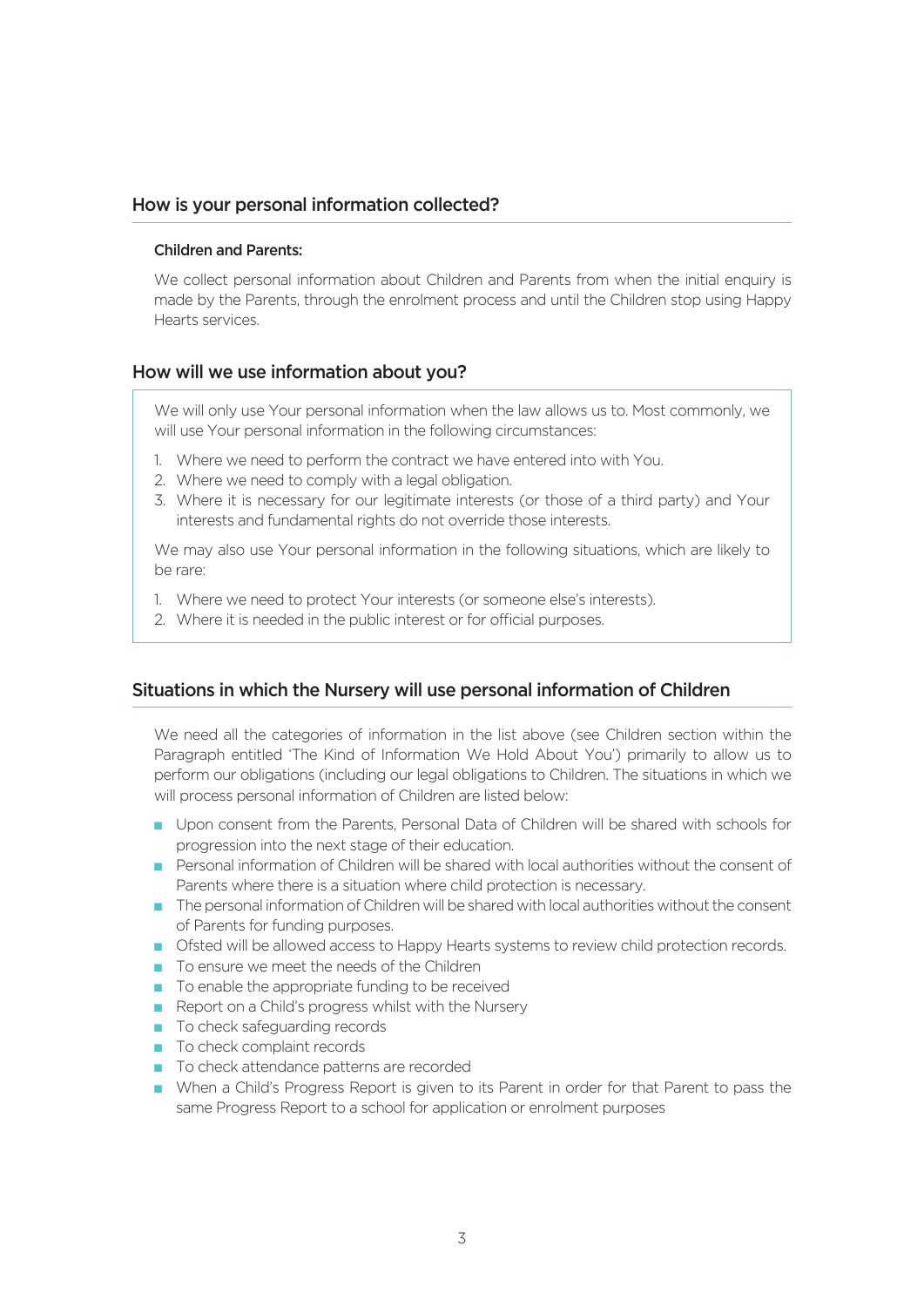## How is your personal information collected?

**Children and Parents:**

We collect personal information about Children and Parents from when the initial enquiry is made by the Parents, through the enrolment process and until the Children stop using Happy Hearts services.

## How will we use information about you?

We will only use Your personal information when the law allows us to. Most commonly, we will use Your personal information in the following circumstances:

1. Where we need to perform the contract we have entered into with You.
2. Where we need to comply with a legal obligation.
3. Where it is necessary for our legitimate interests (or those of a third party) and Your interests and fundamental rights do not override those interests.

We may also use Your personal information in the following situations, which are likely to be rare:

1. Where we need to protect Your interests (or someone else's interests).
2. Where it is needed in the public interest or for official purposes.

## Situations in which the Nursery will use personal information of Children

We need all the categories of information in the list above (see Children section within the Paragraph entitled 'The Kind of Information We Hold About You') primarily to allow us to perform our obligations (including our legal obligations to Children. The situations in which we will process personal information of Children are listed below:

- Upon consent from the Parents, Personal Data of Children will be shared with schools for progression into the next stage of their education.
- Personal information of Children will be shared with local authorities without the consent of Parents where there is a situation where child protection is necessary.
- The personal information of Children will be shared with local authorities without the consent of Parents for funding purposes.
- Ofsted will be allowed access to Happy Hearts systems to review child protection records.
- To ensure we meet the needs of the Children
- To enable the appropriate funding to be received
- Report on a Child's progress whilst with the Nursery
- To check safeguarding records
- To check complaint records
- To check attendance patterns are recorded
- When a Child's Progress Report is given to its Parent in order for that Parent to pass the same Progress Report to a school for application or enrolment purposes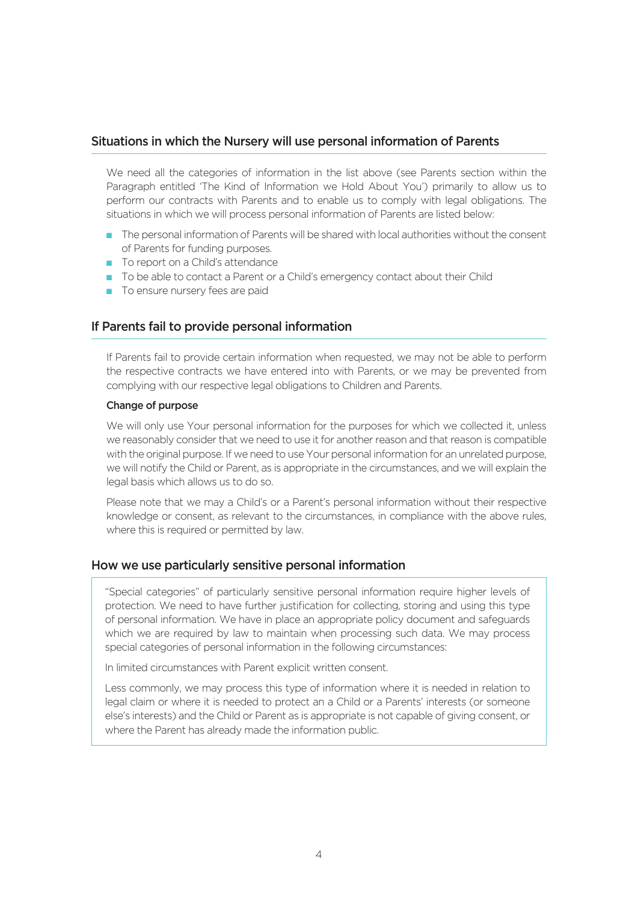## Situations in which the Nursery will use personal information of Parents

We need all the categories of information in the list above (see Parents section within the Paragraph entitled 'The Kind of Information we Hold About You') primarily to allow us to perform our contracts with Parents and to enable us to comply with legal obligations. The situations in which we will process personal information of Parents are listed below:

- The personal information of Parents will be shared with local authorities without the consent of Parents for funding purposes.
- To report on a Child's attendance
- To be able to contact a Parent or a Child's emergency contact about their Child
- To ensure nursery fees are paid

## If Parents fail to provide personal information

If Parents fail to provide certain information when requested, we may not be able to perform the respective contracts we have entered into with Parents, or we may be prevented from complying with our respective legal obligations to Children and Parents.

### Change of purpose

We will only use Your personal information for the purposes for which we collected it, unless we reasonably consider that we need to use it for another reason and that reason is compatible with the original purpose. If we need to use Your personal information for an unrelated purpose, we will notify the Child or Parent, as is appropriate in the circumstances, and we will explain the legal basis which allows us to do so.

Please note that we may a Child's or a Parent's personal information without their respective knowledge or consent, as relevant to the circumstances, in compliance with the above rules, where this is required or permitted by law.

## How we use particularly sensitive personal information

"Special categories" of particularly sensitive personal information require higher levels of protection. We need to have further justification for collecting, storing and using this type of personal information. We have in place an appropriate policy document and safeguards which we are required by law to maintain when processing such data. We may process special categories of personal information in the following circumstances:

In limited circumstances with Parent explicit written consent.

Less commonly, we may process this type of information where it is needed in relation to legal claim or where it is needed to protect an a Child or a Parents' interests (or someone else's interests) and the Child or Parent as is appropriate is not capable of giving consent, or where the Parent has already made the information public.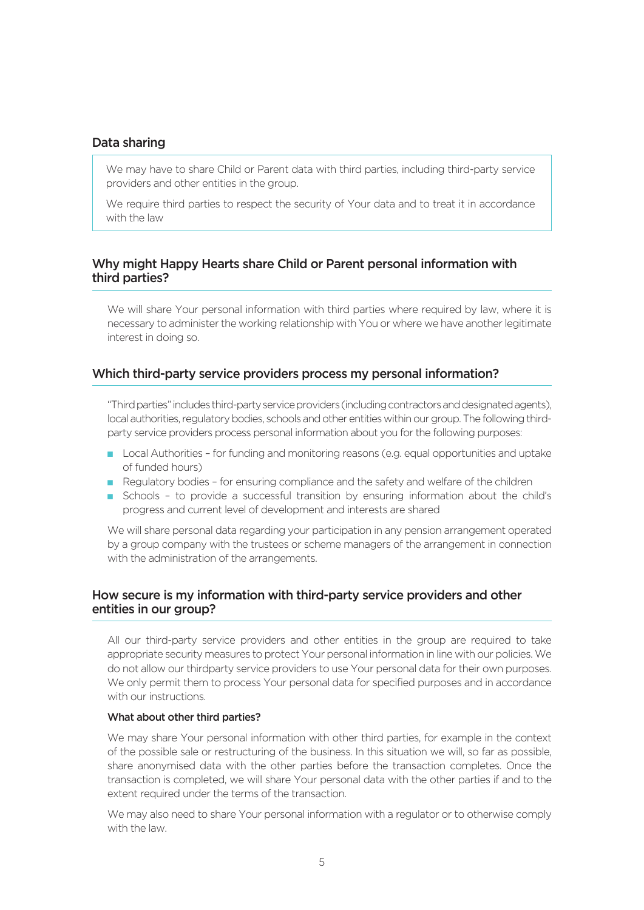## Data sharing

> We may have to share Child or Parent data with third parties, including third-party service providers and other entities in the group.
>
> We require third parties to respect the security of Your data and to treat it in accordance with the law

## Why might Happy Hearts share Child or Parent personal information with third parties?

We will share Your personal information with third parties where required by law, where it is necessary to administer the working relationship with You or where we have another legitimate interest in doing so.

## Which third-party service providers process my personal information?

"Third parties" includes third-party service providers (including contractors and designated agents), local authorities, regulatory bodies, schools and other entities within our group. The following third-party service providers process personal information about you for the following purposes:

- Local Authorities – for funding and monitoring reasons (e.g. equal opportunities and uptake of funded hours)
- Regulatory bodies – for ensuring compliance and the safety and welfare of the children
- Schools – to provide a successful transition by ensuring information about the child's progress and current level of development and interests are shared

We will share personal data regarding your participation in any pension arrangement operated by a group company with the trustees or scheme managers of the arrangement in connection with the administration of the arrangements.

## How secure is my information with third-party service providers and other entities in our group?

All our third-party service providers and other entities in the group are required to take appropriate security measures to protect Your personal information in line with our policies. We do not allow our thirdparty service providers to use Your personal data for their own purposes. We only permit them to process Your personal data for specified purposes and in accordance with our instructions.

### What about other third parties?

We may share Your personal information with other third parties, for example in the context of the possible sale or restructuring of the business. In this situation we will, so far as possible, share anonymised data with the other parties before the transaction completes. Once the transaction is completed, we will share Your personal data with the other parties if and to the extent required under the terms of the transaction.

We may also need to share Your personal information with a regulator or to otherwise comply with the law.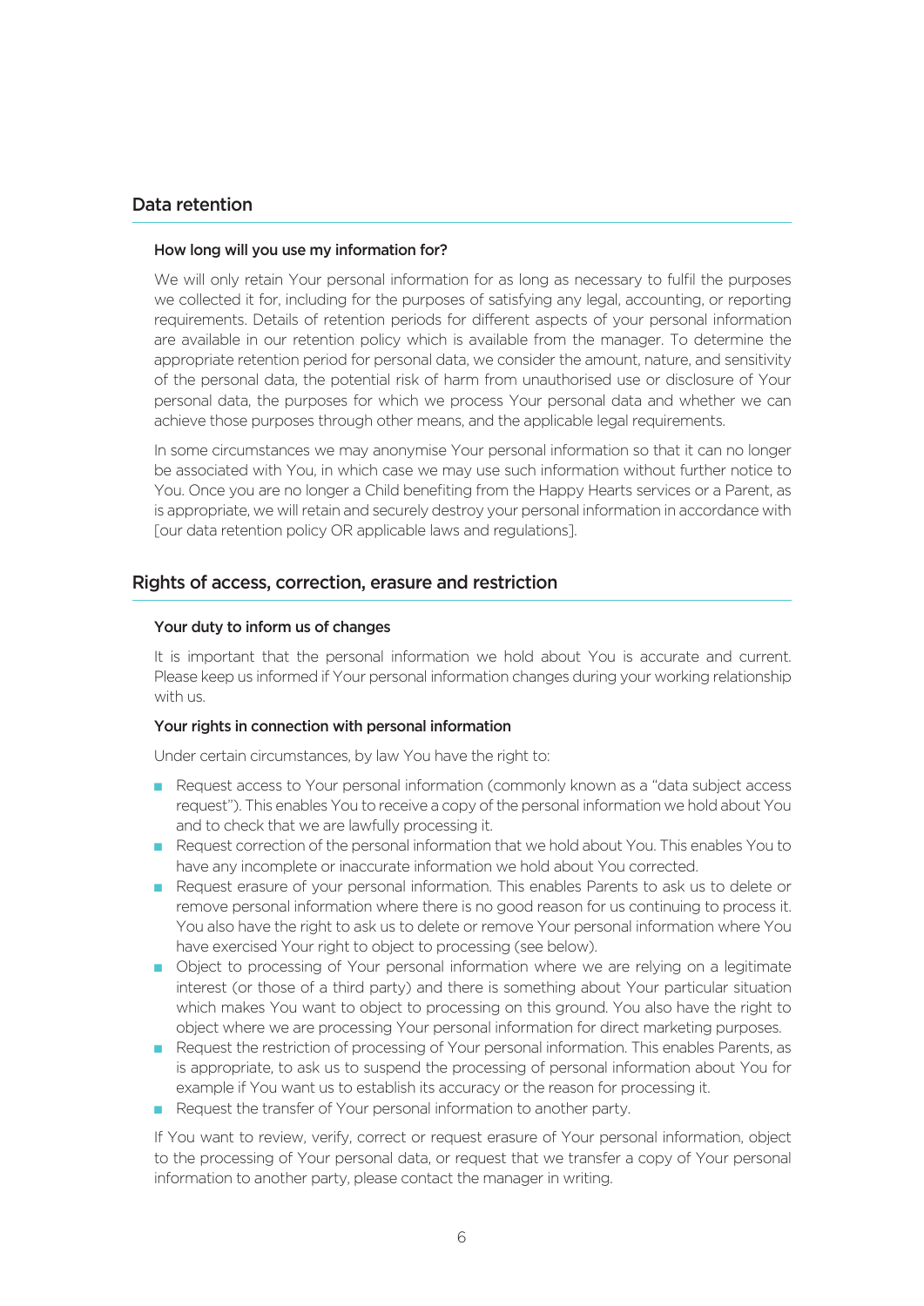## Data retention

### How long will you use my information for?

We will only retain Your personal information for as long as necessary to fulfil the purposes we collected it for, including for the purposes of satisfying any legal, accounting, or reporting requirements. Details of retention periods for different aspects of your personal information are available in our retention policy which is available from the manager. To determine the appropriate retention period for personal data, we consider the amount, nature, and sensitivity of the personal data, the potential risk of harm from unauthorised use or disclosure of Your personal data, the purposes for which we process Your personal data and whether we can achieve those purposes through other means, and the applicable legal requirements.

In some circumstances we may anonymise Your personal information so that it can no longer be associated with You, in which case we may use such information without further notice to You. Once you are no longer a Child benefiting from the Happy Hearts services or a Parent, as is appropriate, we will retain and securely destroy your personal information in accordance with [our data retention policy OR applicable laws and regulations].

## Rights of access, correction, erasure and restriction

### Your duty to inform us of changes

It is important that the personal information we hold about You is accurate and current. Please keep us informed if Your personal information changes during your working relationship with us.

### Your rights in connection with personal information

Under certain circumstances, by law You have the right to:

- Request access to Your personal information (commonly known as a "data subject access request"). This enables You to receive a copy of the personal information we hold about You and to check that we are lawfully processing it.
- Request correction of the personal information that we hold about You. This enables You to have any incomplete or inaccurate information we hold about You corrected.
- Request erasure of your personal information. This enables Parents to ask us to delete or remove personal information where there is no good reason for us continuing to process it. You also have the right to ask us to delete or remove Your personal information where You have exercised Your right to object to processing (see below).
- Object to processing of Your personal information where we are relying on a legitimate interest (or those of a third party) and there is something about Your particular situation which makes You want to object to processing on this ground. You also have the right to object where we are processing Your personal information for direct marketing purposes.
- Request the restriction of processing of Your personal information. This enables Parents, as is appropriate, to ask us to suspend the processing of personal information about You for example if You want us to establish its accuracy or the reason for processing it.
- Request the transfer of Your personal information to another party.

If You want to review, verify, correct or request erasure of Your personal information, object to the processing of Your personal data, or request that we transfer a copy of Your personal information to another party, please contact the manager in writing.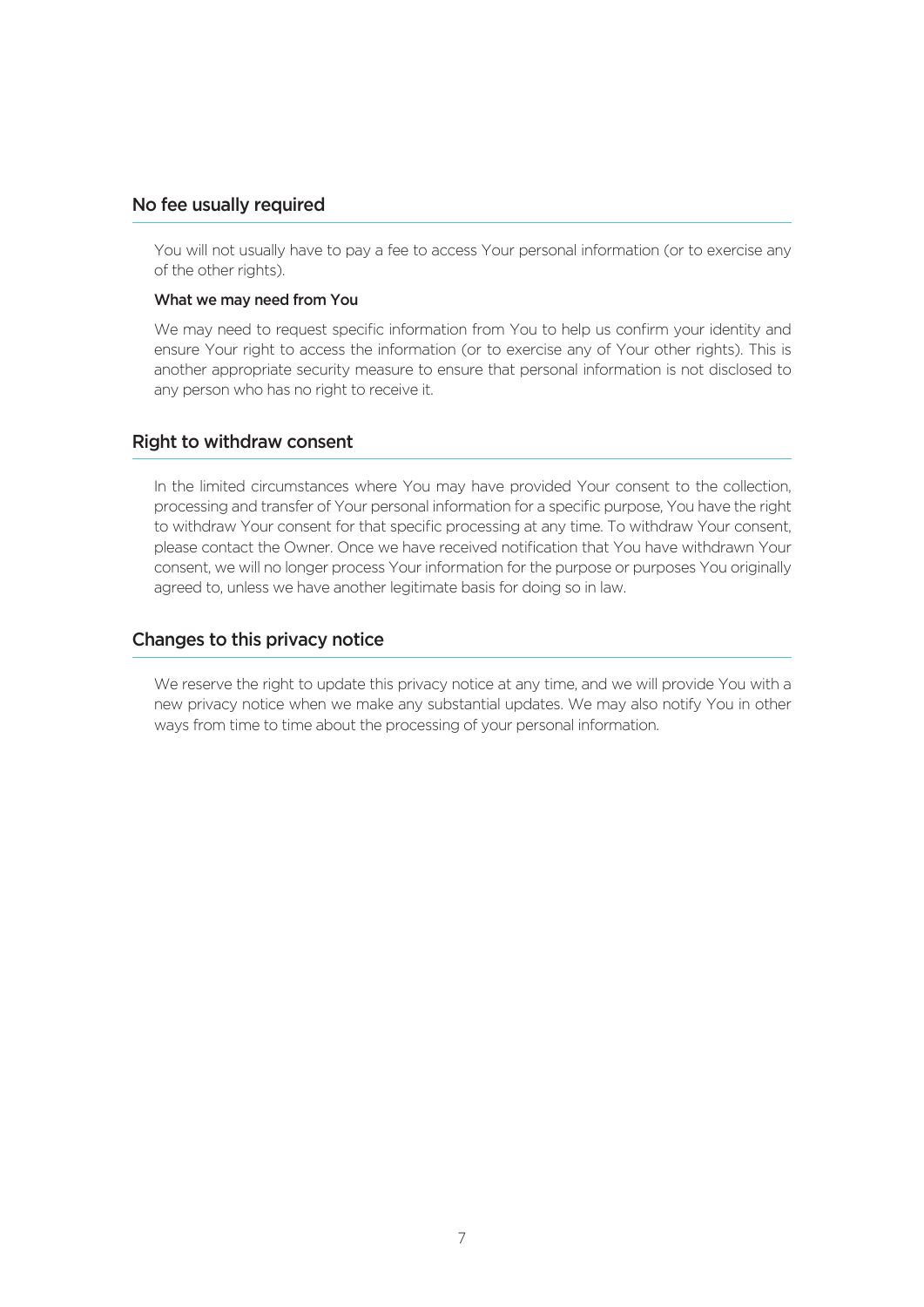## No fee usually required

You will not usually have to pay a fee to access Your personal information (or to exercise any of the other rights).

### What we may need from You

We may need to request specific information from You to help us confirm your identity and ensure Your right to access the information (or to exercise any of Your other rights). This is another appropriate security measure to ensure that personal information is not disclosed to any person who has no right to receive it.

## Right to withdraw consent

In the limited circumstances where You may have provided Your consent to the collection, processing and transfer of Your personal information for a specific purpose, You have the right to withdraw Your consent for that specific processing at any time. To withdraw Your consent, please contact the Owner. Once we have received notification that You have withdrawn Your consent, we will no longer process Your information for the purpose or purposes You originally agreed to, unless we have another legitimate basis for doing so in law.

## Changes to this privacy notice

We reserve the right to update this privacy notice at any time, and we will provide You with a new privacy notice when we make any substantial updates. We may also notify You in other ways from time to time about the processing of your personal information.